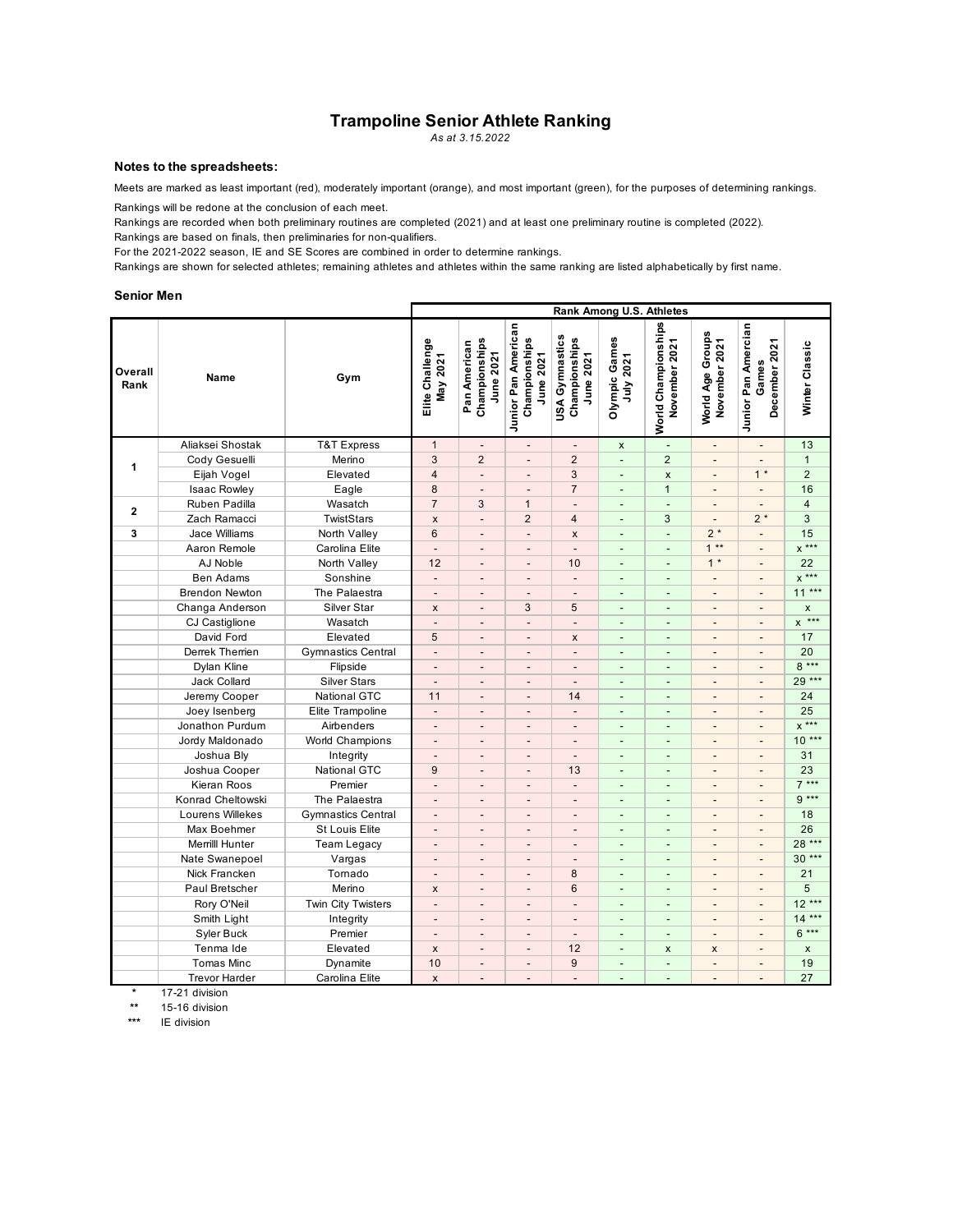# Trampoline Senior Athlete Ranking

*As at 3.15.2022*

### Notes to the spreadsheets:

Meets are marked as least important (red), moderately important (orange), and most important (green), for the purposes of determining rankings.

Rankings will be redone at the conclusion of each meet.

Rankings are recorded when both preliminary routines are completed (2021) and at least one preliminary routine is completed (2022).

Rankings are based on finals, then preliminaries for non-qualifiers.

For the 2021-2022 season, IE and SE Scores are combined in order to determine rankings.

Rankings are shown for selected athletes; remaining athletes and athletes within the same ranking are listed alphabetically by first name.

### Senior Men

| Overall Rank | Name | Gym | Rank Among U.S. Athletes | | | | | | | | |
|---|---|---|---|---|---|---|---|---|---|---|---|
| | | | Elite Challenge May 2021 | Pan American Championships June 2021 | Junior Pan American Championships June 2021 | USA Gymnastics Championships June 2021 | Olympic Games July 2021 | World Championships November 2021 | World Age Groups November 2021 | Junior Pan Amercian Games December 2021 | Winter Classic |
| 1 | Aliaksei Shostak | T&T Express | 1 | - | - | - | x | - | - | - | 13 |
| 1 | Cody Gesuelli | Merino | 3 | 2 | - | 2 | - | 2 | - | - | 1 |
| 1 | Eijah Vogel | Elevated | 4 | - | - | 3 | - | x | - | 1 * | 2 |
| 1 | Isaac Rowley | Eagle | 8 | - | - | 7 | - | 1 | - | - | 16 |
| 2 | Ruben Padilla | Wasatch | 7 | 3 | 1 | - | - | - | - | - | 4 |
| 2 | Zach Ramacci | TwistStars | x | - | 2 | 4 | - | 3 | - | 2 * | 3 |
| 3 | Jace Williams | North Valley | 6 | - | - | x | - | - | 2 * | - | 15 |
| | Aaron Remole | Carolina Elite | - | - | - | - | - | - | 1 ** | - | x *** |
| | AJ Noble | North Valley | 12 | - | - | 10 | - | - | 1 * | - | 22 |
| | Ben Adams | Sonshine | - | - | - | - | - | - | - | - | x *** |
| | Brendon Newton | The Palaestra | - | - | - | - | - | - | - | - | 11 *** |
| | Changa Anderson | Silver Star | x | - | 3 | 5 | - | - | - | - | x |
| | CJ Castiglione | Wasatch | - | - | - | - | - | - | - | - | x *** |
| | David Ford | Elevated | 5 | - | - | x | - | - | - | - | 17 |
| | Derrek Therrien | Gymnastics Central | - | - | - | - | - | - | - | - | 20 |
| | Dylan Kline | Flipside | - | - | - | - | - | - | - | - | 8 *** |
| | Jack Collard | Silver Stars | - | - | - | - | - | - | - | - | 29 *** |
| | Jeremy Cooper | National GTC | 11 | - | - | 14 | - | - | - | - | 24 |
| | Joey Isenberg | Elite Trampoline | - | - | - | - | - | - | - | - | 25 |
| | Jonathon Purdum | Airbenders | - | - | - | - | - | - | - | - | x *** |
| | Jordy Maldonado | World Champions | - | - | - | - | - | - | - | - | 10 *** |
| | Joshua Bly | Integrity | - | - | - | - | - | - | - | - | 31 |
| | Joshua Cooper | National GTC | 9 | - | - | 13 | - | - | - | - | 23 |
| | Kieran Roos | Premier | - | - | - | - | - | - | - | - | 7 *** |
| | Konrad Cheltowski | The Palaestra | - | - | - | - | - | - | - | - | 9 *** |
| | Lourens Willekes | Gymnastics Central | - | - | - | - | - | - | - | - | 18 |
| | Max Boehmer | St Louis Elite | - | - | - | - | - | - | - | - | 26 |
| | Merrilll Hunter | Team Legacy | - | - | - | - | - | - | - | - | 28 *** |
| | Nate Swanepoel | Vargas | - | - | - | - | - | - | - | - | 30 *** |
| | Nick Francken | Tornado | - | - | - | 8 | - | - | - | - | 21 |
| | Paul Bretscher | Merino | x | - | - | 6 | - | - | - | - | 5 |
| | Rory O'Neil | Twin City Twisters | - | - | - | - | - | - | - | - | 12 *** |
| | Smith Light | Integrity | - | - | - | - | - | - | - | - | 14 *** |
| | Syler Buck | Premier | - | - | - | - | - | - | - | - | 6 *** |
| | Tenma Ide | Elevated | x | - | - | 12 | - | x | x | - | x |
| | Tomas Minc | Dynamite | 10 | - | - | 9 | - | - | - | - | 19 |
| | Trevor Harder | Carolina Elite | x | - | - | - | - | - | - | - | 27 |

\* 17-21 division

\** 15-16 division

\*** IE division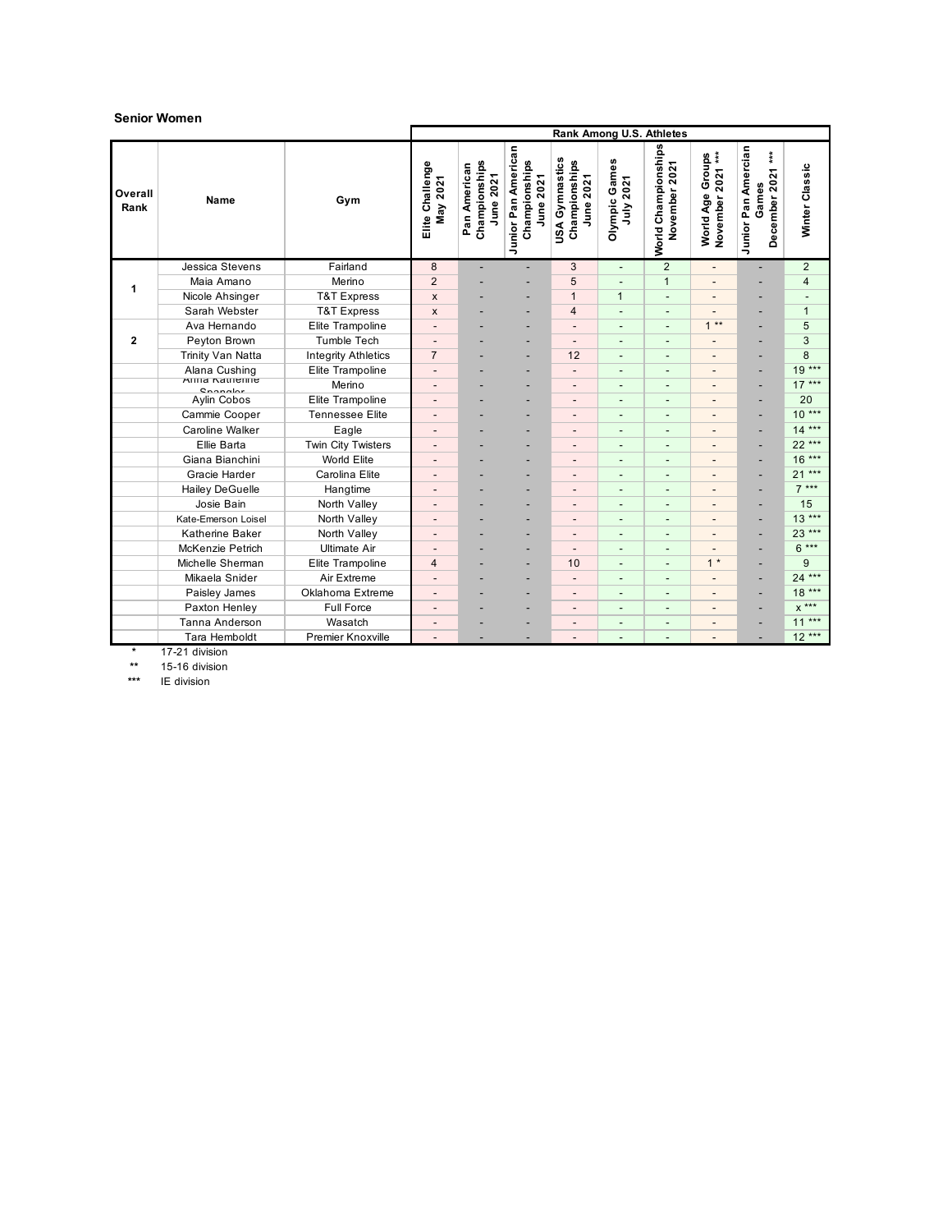## Senior Women

| Overall Rank | Name | Gym | Elite Challenge May 2021 | Pan American Championships June 2021 | Junior Pan American Championships June 2021 | USA Gymnastics Championships June 2021 | Olympic Games July 2021 | World Championships November 2021 | World Age Groups November 2021 *** | Junior Pan Amercian Games December 2021 *** | Winter Classic |
|---|---|---|---|---|---|---|---|---|---|---|---|
| | | | Rank Among U.S. Athletes | | | | | | | | |
| 1 | Jessica Stevens | Fairland | 8 | - | - | 3 | - | 2 | - | - | 2 |
| | Maia Amano | Merino | 2 | - | - | 5 | - | 1 | - | - | 4 |
| | Nicole Ahsinger | T&T Express | x | - | - | 1 | 1 | - | - | - | - |
| | Sarah Webster | T&T Express | x | - | - | 4 | - | - | - | - | 1 |
| 2 | Ava Hernando | Elite Trampoline | - | - | - | - | - | - | 1 ** | - | 5 |
| | Peyton Brown | Tumble Tech | - | - | - | - | - | - | - | - | 3 |
| | Trinity Van Natta | Integrity Athletics | 7 | - | - | 12 | - | - | - | - | 8 |
| | Alana Cushing | Elite Trampoline | - | - | - | - | - | - | - | - | 19 *** |
| | Anna Katherine Spangler | Merino | - | - | - | - | - | - | - | - | 17 *** |
| | Aylin Cobos | Elite Trampoline | - | - | - | - | - | - | - | - | 20 |
| | Cammie Cooper | Tennessee Elite | - | - | - | - | - | - | - | - | 10 *** |
| | Caroline Walker | Eagle | - | - | - | - | - | - | - | - | 14 *** |
| | Ellie Barta | Twin City Twisters | - | - | - | - | - | - | - | - | 22 *** |
| | Giana Bianchini | World Elite | - | - | - | - | - | - | - | - | 16 *** |
| | Gracie Harder | Carolina Elite | - | - | - | - | - | - | - | - | 21 *** |
| | Hailey DeGuelle | Hangtime | - | - | - | - | - | - | - | - | 7 *** |
| | Josie Bain | North Valley | - | - | - | - | - | - | - | - | 15 |
| | Kate-Emerson Loisel | North Valley | - | - | - | - | - | - | - | - | 13 *** |
| | Katherine Baker | North Valley | - | - | - | - | - | - | - | - | 23 *** |
| | McKenzie Petrich | Ultimate Air | - | - | - | - | - | - | - | - | 6 *** |
| | Michelle Sherman | Elite Trampoline | 4 | - | - | 10 | - | - | 1 * | - | 9 |
| | Mikaela Snider | Air Extreme | - | - | - | - | - | - | - | - | 24 *** |
| | Paisley James | Oklahoma Extreme | - | - | - | - | - | - | - | - | 18 *** |
| | Paxton Henley | Full Force | - | - | - | - | - | - | - | - | x *** |
| | Tanna Anderson | Wasatch | - | - | - | - | - | - | - | - | 11 *** |
| | Tara Hemboldt | Premier Knoxville | - | - | - | - | - | - | - | - | 12 *** |

\* 17-21 division

\** 15-16 division

\*** IE division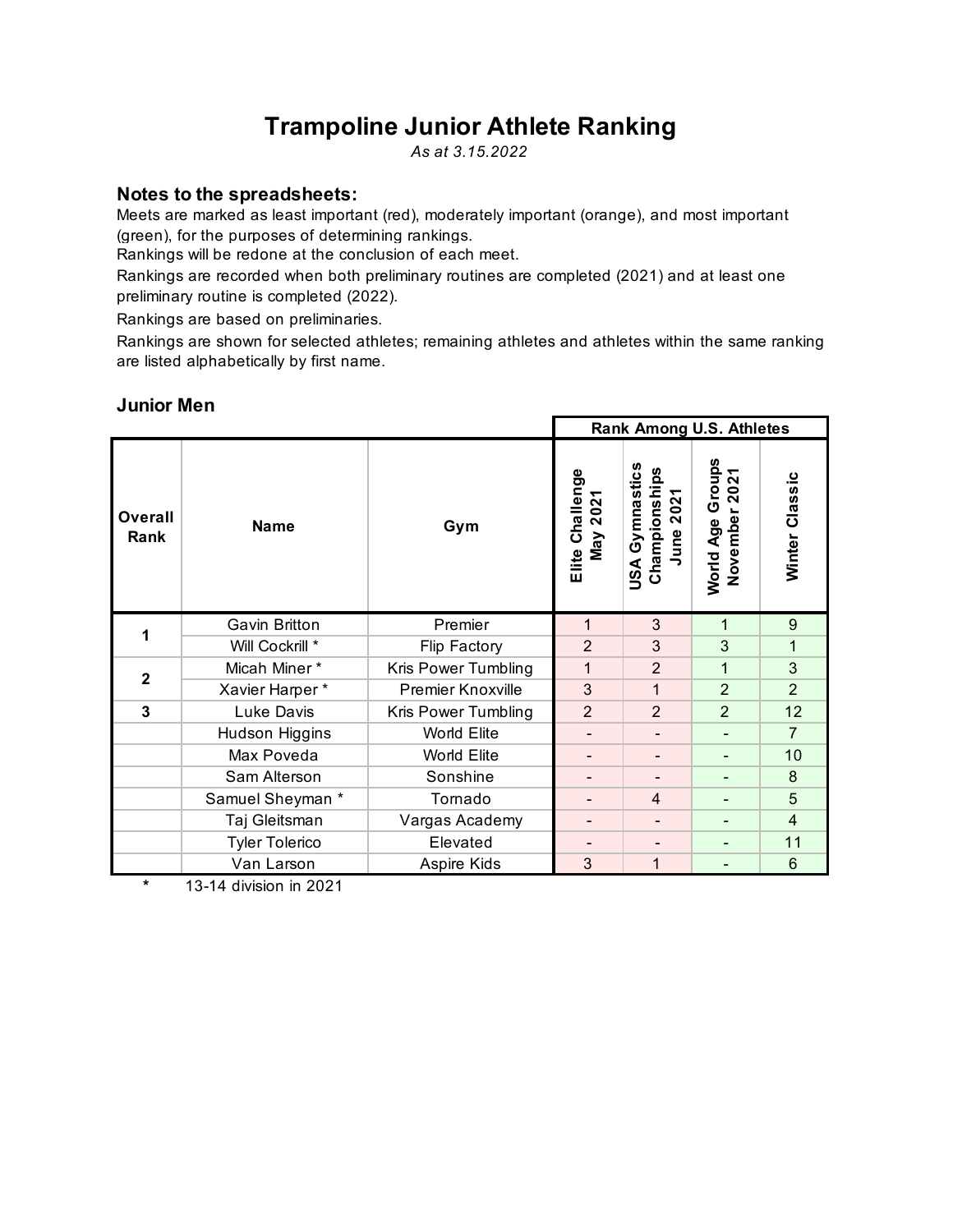# Trampoline Junior Athlete Ranking

*As at 3.15.2022*

### Notes to the spreadsheets:

Meets are marked as least important (red), moderately important (orange), and most important (green), for the purposes of determining rankings.

Rankings will be redone at the conclusion of each meet.

Rankings are recorded when both preliminary routines are completed (2021) and at least one preliminary routine is completed (2022).

Rankings are based on preliminaries.

Rankings are shown for selected athletes; remaining athletes and athletes within the same ranking are listed alphabetically by first name.

### Junior Men

| | | | Rank Among U.S. Athletes | | | |
|---|---|---|---|---|---|---|
| **Overall Rank** | **Name** | **Gym** | **Elite Challenge May 2021** | **USA Gymnastics Championships June 2021** | **World Age Groups November 2021** | **Winter Classic** |
| **1** | Gavin Britton | Premier | 1 | 3 | 1 | 9 |
| | Will Cockrill * | Flip Factory | 2 | 3 | 3 | 1 |
| **2** | Micah Miner * | Kris Power Tumbling | 1 | 2 | 1 | 3 |
| | Xavier Harper * | Premier Knoxville | 3 | 1 | 2 | 2 |
| **3** | Luke Davis | Kris Power Tumbling | 2 | 2 | 2 | 12 |
| | Hudson Higgins | World Elite | - | - | - | 7 |
| | Max Poveda | World Elite | - | - | - | 10 |
| | Sam Alterson | Sonshine | - | - | - | 8 |
| | Samuel Sheyman * | Tornado | - | 4 | - | 5 |
| | Taj Gleitsman | Vargas Academy | - | - | - | 4 |
| | Tyler Tolerico | Elevated | - | - | - | 11 |
| | Van Larson | Aspire Kids | 3 | 1 | - | 6 |

\* 13-14 division in 2021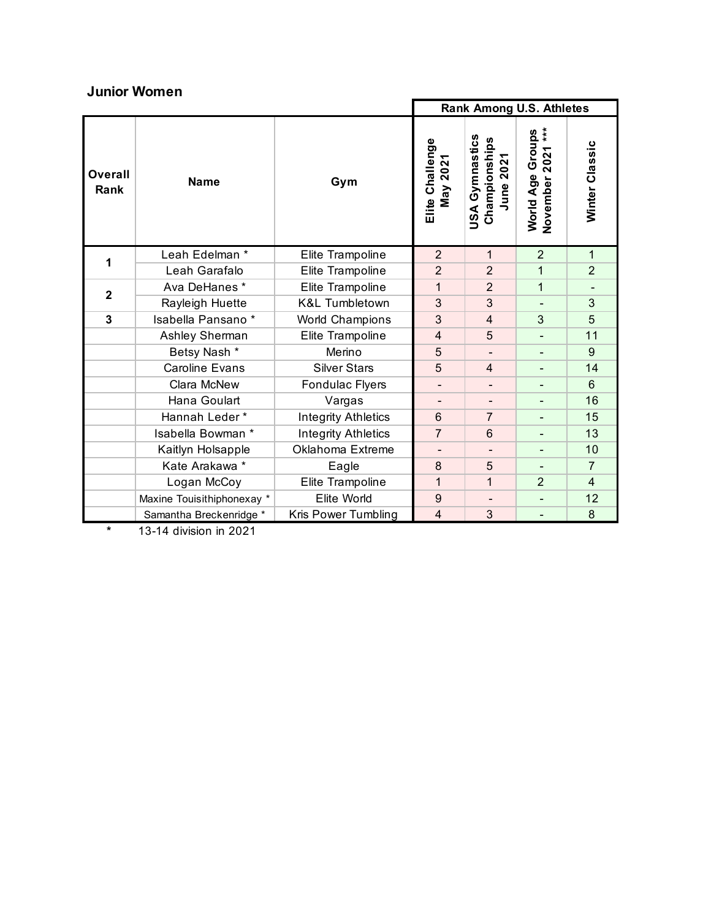**Junior Women**

| Overall Rank | Name | Gym | Rank Among U.S. Athletes | | | |
|---|---|---|---|---|---|---|
| | | | Elite Challenge May 2021 | USA Gymnastics Championships June 2021 | World Age Groups November 2021 *** | Winter Classic |
| 1 | Leah Edelman * | Elite Trampoline | 2 | 1 | 2 | 1 |
| | Leah Garafalo | Elite Trampoline | 2 | 2 | 1 | 2 |
| 2 | Ava DeHanes * | Elite Trampoline | 1 | 2 | 1 | - |
| | Rayleigh Huette | K&L Tumbletown | 3 | 3 | - | 3 |
| 3 | Isabella Pansano * | World Champions | 3 | 4 | 3 | 5 |
| | Ashley Sherman | Elite Trampoline | 4 | 5 | - | 11 |
| | Betsy Nash * | Merino | 5 | - | - | 9 |
| | Caroline Evans | Silver Stars | 5 | 4 | - | 14 |
| | Clara McNew | Fondulac Flyers | - | - | - | 6 |
| | Hana Goulart | Vargas | - | - | - | 16 |
| | Hannah Leder * | Integrity Athletics | 6 | 7 | - | 15 |
| | Isabella Bowman * | Integrity Athletics | 7 | 6 | - | 13 |
| | Kaitlyn Holsapple | Oklahoma Extreme | - | - | - | 10 |
| | Kate Arakawa * | Eagle | 8 | 5 | - | 7 |
| | Logan McCoy | Elite Trampoline | 1 | 1 | 2 | 4 |
| | Maxine Touisithiphonexay * | Elite World | 9 | - | - | 12 |
| | Samantha Breckenridge * | Kris Power Tumbling | 4 | 3 | - | 8 |

\* 13-14 division in 2021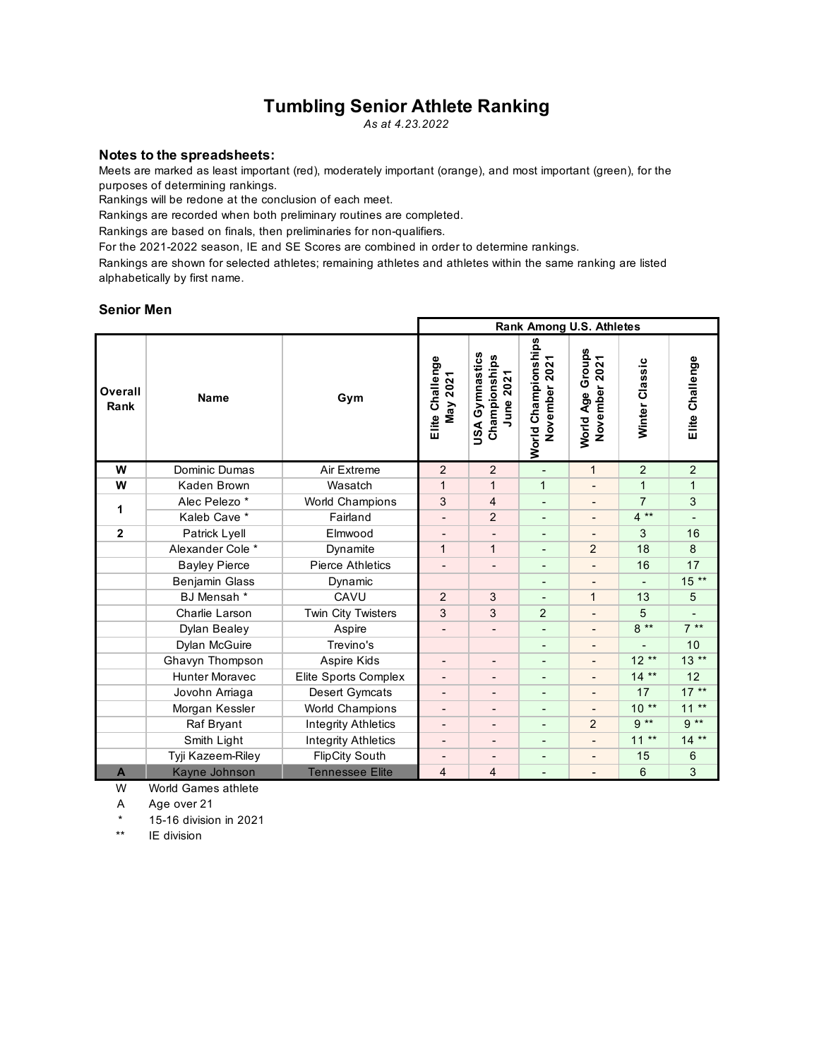# Tumbling Senior Athlete Ranking

*As at 4.23.2022*

### Notes to the spreadsheets:

Meets are marked as least important (red), moderately important (orange), and most important (green), for the purposes of determining rankings.

Rankings will be redone at the conclusion of each meet.

Rankings are recorded when both preliminary routines are completed.

Rankings are based on finals, then preliminaries for non-qualifiers.

For the 2021-2022 season, IE and SE Scores are combined in order to determine rankings.

Rankings are shown for selected athletes; remaining athletes and athletes within the same ranking are listed alphabetically by first name.

### Senior Men

| | | | Rank Among U.S. Athletes | | | | | |
|---|---|---|---|---|---|---|---|---|
| **Overall Rank** | **Name** | **Gym** | **Elite Challenge May 2021** | **USA Gymnastics Championships June 2021** | **World Championships November 2021** | **World Age Groups November 2021** | **Winter Classic** | **Elite Challenge** |
| **W** | Dominic Dumas | Air Extreme | 2 | 2 | - | 1 | 2 | 2 |
| **W** | Kaden Brown | Wasatch | 1 | 1 | 1 | - | 1 | 1 |
| **1** | Alec Pelezo * | World Champions | 3 | 4 | - | - | 7 | 3 |
| | Kaleb Cave * | Fairland | - | 2 | - | - | 4 ** | - |
| **2** | Patrick Lyell | Elmwood | - | - | - | - | 3 | 16 |
| | Alexander Cole * | Dynamite | 1 | 1 | - | 2 | 18 | 8 |
| | Bayley Pierce | Pierce Athletics | - | - | - | - | 16 | 17 |
| | Benjamin Glass | Dynamic | | | - | - | - | 15 ** |
| | BJ Mensah * | CAVU | 2 | 3 | - | 1 | 13 | 5 |
| | Charlie Larson | Twin City Twisters | 3 | 3 | 2 | - | 5 | - |
| | Dylan Bealey | Aspire | - | - | - | - | 8 ** | 7 ** |
| | Dylan McGuire | Trevino's | | | - | - | - | 10 |
| | Ghavyn Thompson | Aspire Kids | - | - | - | - | 12 ** | 13 ** |
| | Hunter Moravec | Elite Sports Complex | - | - | - | - | 14 ** | 12 |
| | Jovohn Arriaga | Desert Gymcats | - | - | - | - | 17 | 17 ** |
| | Morgan Kessler | World Champions | - | - | - | - | 10 ** | 11 ** |
| | Raf Bryant | Integrity Athletics | - | - | - | 2 | 9 ** | 9 ** |
| | Smith Light | Integrity Athletics | - | - | - | - | 11 ** | 14 ** |
| | Tyji Kazeem-Riley | FlipCity South | - | - | - | - | 15 | 6 |
| **A** | Kayne Johnson | Tennessee Elite | 4 | 4 | - | - | 6 | 3 |

W World Games athlete

A Age over 21

\* 15-16 division in 2021

\*\* IE division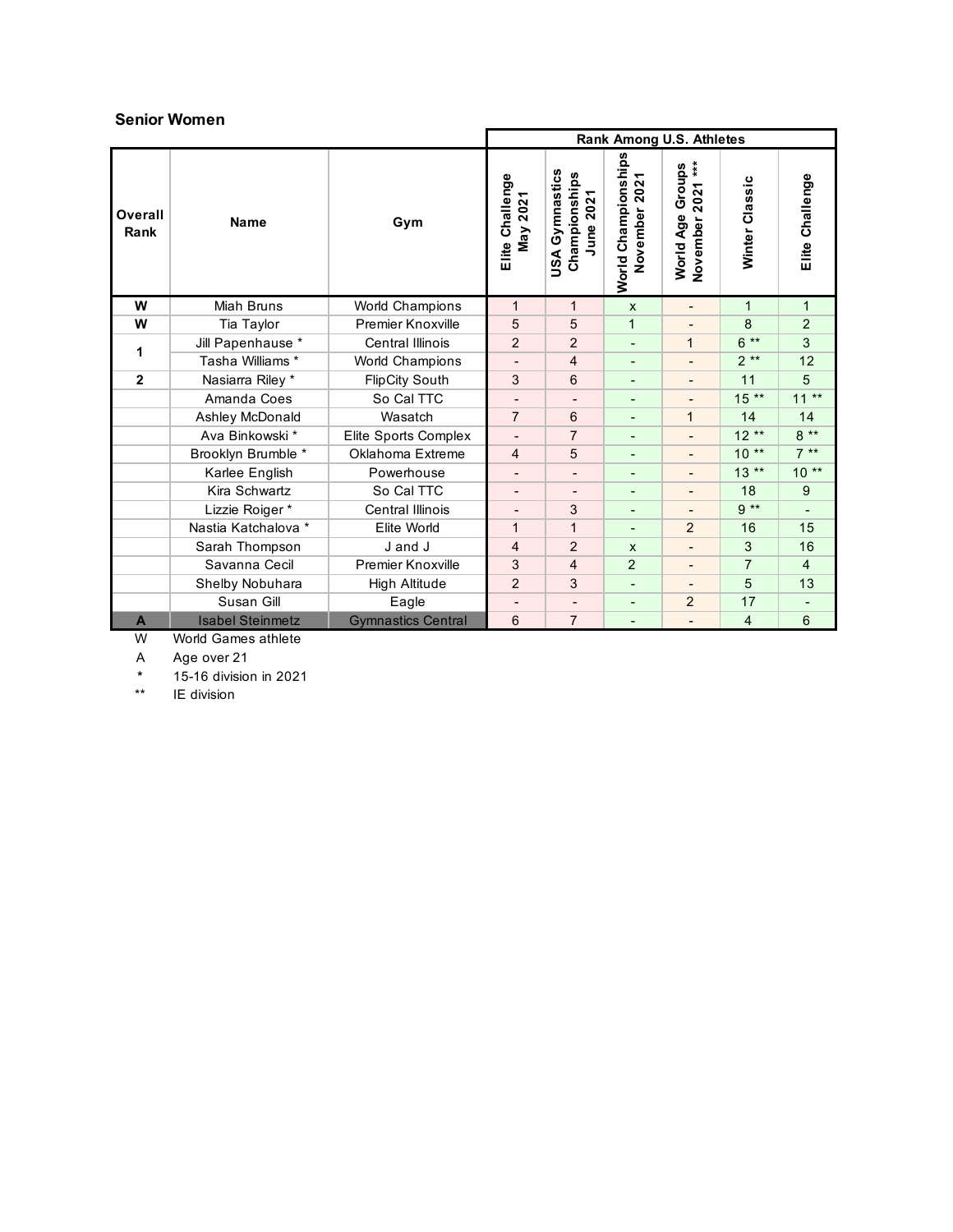### Senior Women

| Overall Rank | Name | Gym | Rank Among U.S. Athletes | | | | | |
|---|---|---|---|---|---|---|---|---|
| | | | Elite Challenge May 2021 | USA Gymnastics Championships June 2021 | World Championships November 2021 | World Age Groups November 2021 *** | Winter Classic | Elite Challenge |
| W | Miah Bruns | World Champions | 1 | 1 | x | - | 1 | 1 |
| W | Tia Taylor | Premier Knoxville | 5 | 5 | 1 | - | 8 | 2 |
| 1 | Jill Papenhause * | Central Illinois | 2 | 2 | - | 1 | 6 ** | 3 |
| 1 | Tasha Williams * | World Champions | - | 4 | - | - | 2 ** | 12 |
| 2 | Nasiarra Riley * | FlipCity South | 3 | 6 | - | - | 11 | 5 |
| | Amanda Coes | So Cal TTC | - | - | - | - | 15 ** | 11 ** |
| | Ashley McDonald | Wasatch | 7 | 6 | - | 1 | 14 | 14 |
| | Ava Binkowski * | Elite Sports Complex | - | 7 | - | - | 12 ** | 8 ** |
| | Brooklyn Brumble * | Oklahoma Extreme | 4 | 5 | - | - | 10 ** | 7 ** |
| | Karlee English | Powerhouse | - | - | - | - | 13 ** | 10 ** |
| | Kira Schwartz | So Cal TTC | - | - | - | - | 18 | 9 |
| | Lizzie Roiger * | Central Illinois | - | 3 | - | - | 9 ** | - |
| | Nastia Katchalova * | Elite World | 1 | 1 | - | 2 | 16 | 15 |
| | Sarah Thompson | J and J | 4 | 2 | x | - | 3 | 16 |
| | Savanna Cecil | Premier Knoxville | 3 | 4 | 2 | - | 7 | 4 |
| | Shelby Nobuhara | High Altitude | 2 | 3 | - | - | 5 | 13 |
| | Susan Gill | Eagle | - | - | - | 2 | 17 | - |
| A | Isabel Steinmetz | Gymnastics Central | 6 | 7 | - | - | 4 | 6 |

W World Games athlete
A Age over 21
* 15-16 division in 2021
** IE division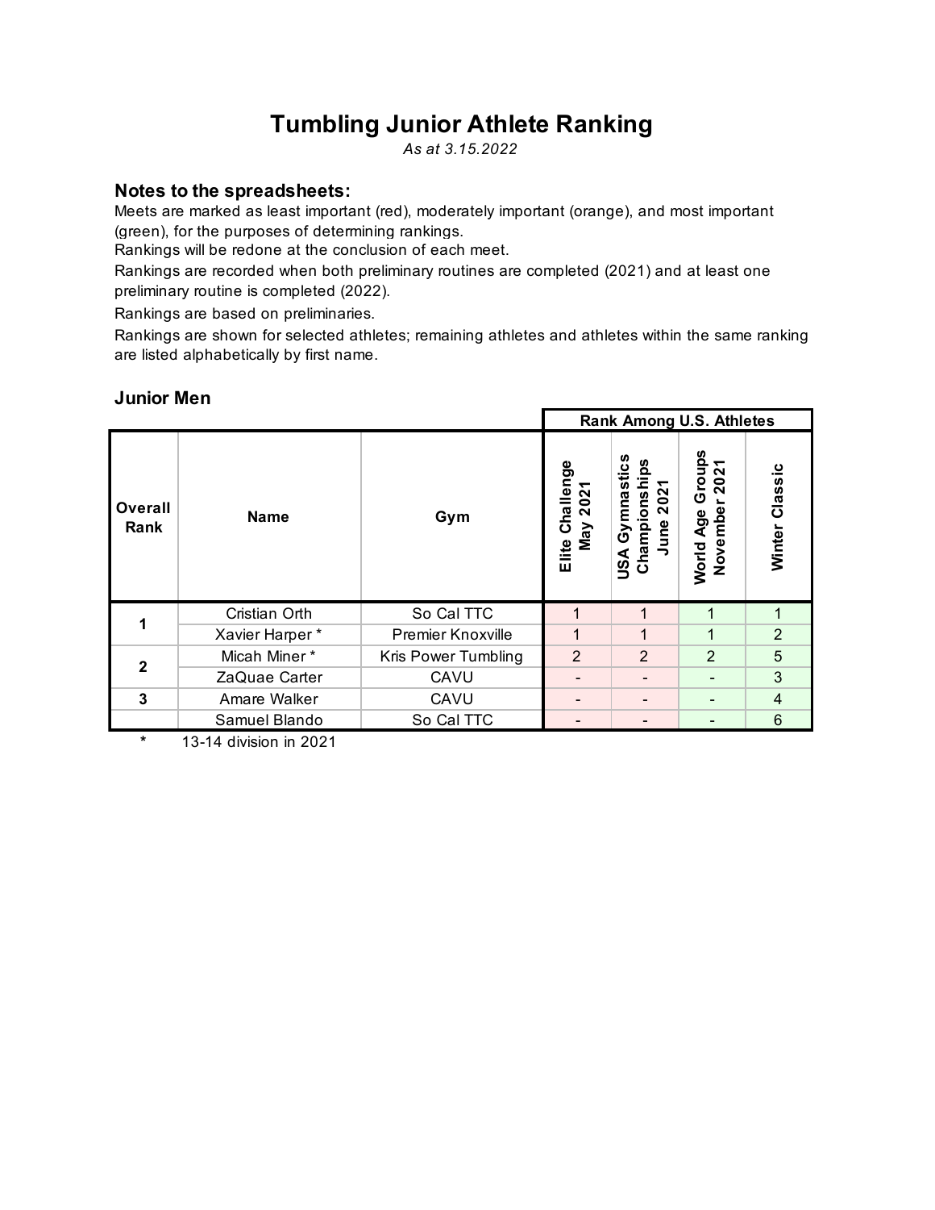# Tumbling Junior Athlete Ranking

*As at 3.15.2022*

### Notes to the spreadsheets:

Meets are marked as least important (red), moderately important (orange), and most important (green), for the purposes of determining rankings.

Rankings will be redone at the conclusion of each meet.

Rankings are recorded when both preliminary routines are completed (2021) and at least one preliminary routine is completed (2022).

Rankings are based on preliminaries.

Rankings are shown for selected athletes; remaining athletes and athletes within the same ranking are listed alphabetically by first name.

### Junior Men

| | | | Rank Among U.S. Athletes | | | |
|---|---|---|---|---|---|---|
| **Overall Rank** | **Name** | **Gym** | **Elite Challenge May 2021** | **USA Gymnastics Championships June 2021** | **World Age Groups November 2021** | **Winter Classic** |
| **1** | Cristian Orth | So Cal TTC | 1 | 1 | 1 | 1 |
| | Xavier Harper * | Premier Knoxville | 1 | 1 | 1 | 2 |
| **2** | Micah Miner * | Kris Power Tumbling | 2 | 2 | 2 | 5 |
| | ZaQuae Carter | CAVU | - | - | - | 3 |
| **3** | Amare Walker | CAVU | - | - | - | 4 |
| | Samuel Blando | So Cal TTC | - | - | - | 6 |

\* 13-14 division in 2021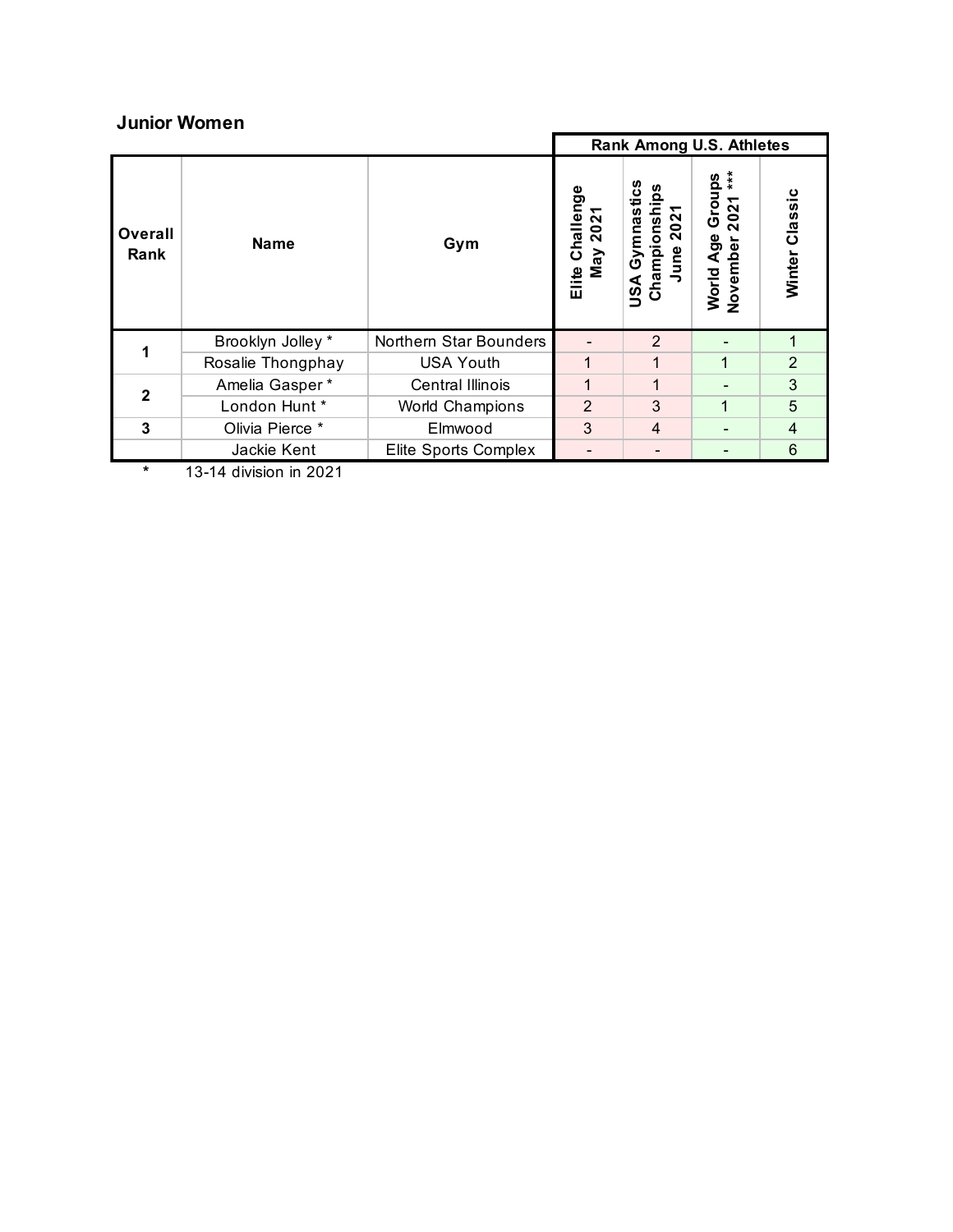## Junior Women

| Overall Rank | Name | Gym | Rank Among U.S. Athletes | | | |
|---|---|---|---|---|---|---|
| | | | Elite Challenge May 2021 | USA Gymnastics Championships June 2021 | World Age Groups November 2021 *** | Winter Classic |
| 1 | Brooklyn Jolley * | Northern Star Bounders | - | 2 | - | 1 |
| | Rosalie Thongphay | USA Youth | 1 | 1 | 1 | 2 |
| 2 | Amelia Gasper * | Central Illinois | 1 | 1 | - | 3 |
| | London Hunt * | World Champions | 2 | 3 | 1 | 5 |
| 3 | Olivia Pierce * | Elmwood | 3 | 4 | - | 4 |
| | Jackie Kent | Elite Sports Complex | - | - | - | 6 |

* 13-14 division in 2021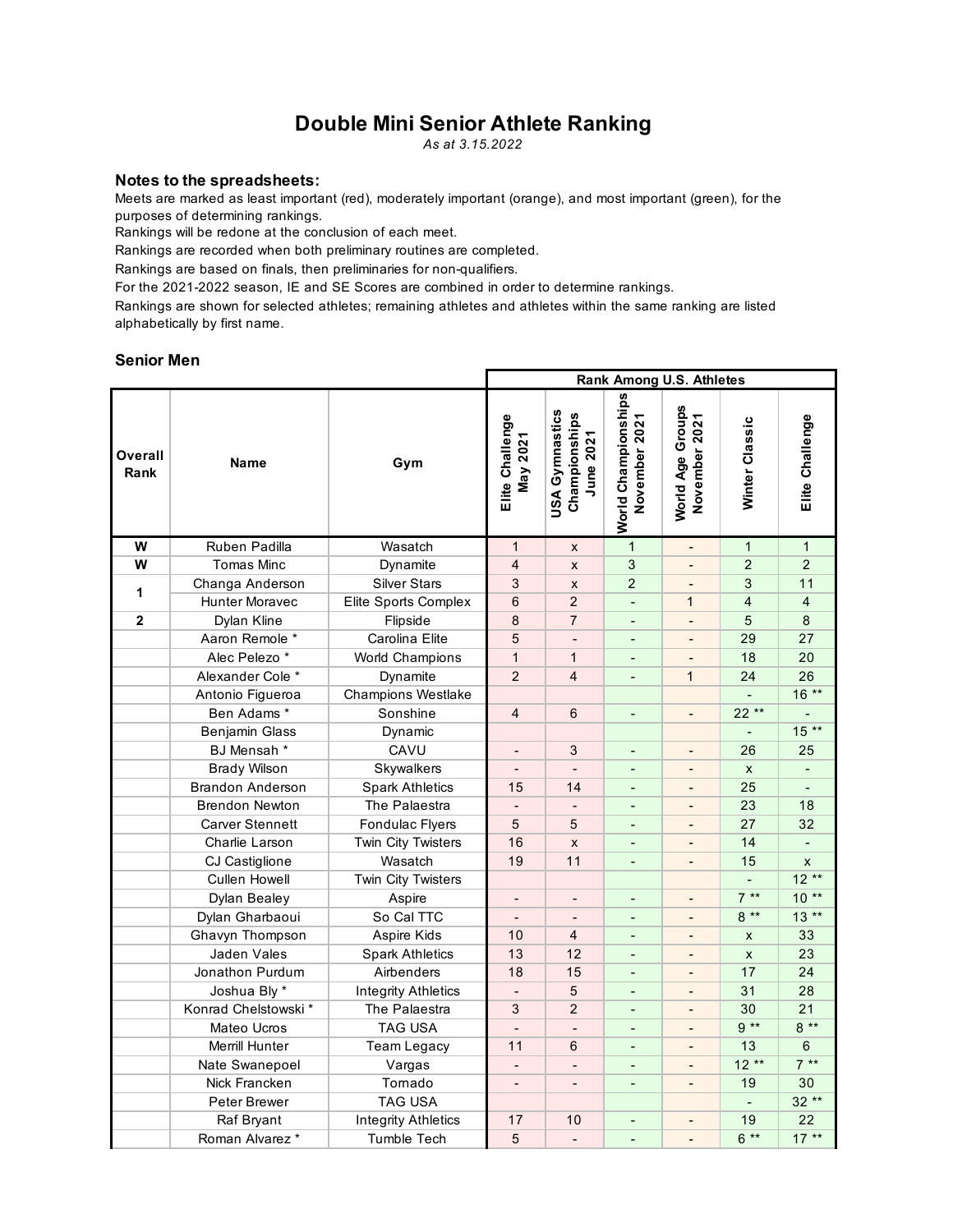# Double Mini Senior Athlete Ranking

*As at 3.15.2022*

### Notes to the spreadsheets:

Meets are marked as least important (red), moderately important (orange), and most important (green), for the purposes of determining rankings.
Rankings will be redone at the conclusion of each meet.
Rankings are recorded when both preliminary routines are completed.
Rankings are based on finals, then preliminaries for non-qualifiers.
For the 2021-2022 season, IE and SE Scores are combined in order to determine rankings.
Rankings are shown for selected athletes; remaining athletes and athletes within the same ranking are listed alphabetically by first name.

### Senior Men

| | | | Rank Among U.S. Athletes | | | | | |
|---|---|---|---|---|---|---|---|---|
| Overall Rank | Name | Gym | Elite Challenge May 2021 | USA Gymnastics Championships June 2021 | World Championships November 2021 | World Age Groups November 2021 | Winter Classic | Elite Challenge |
| W | Ruben Padilla | Wasatch | 1 | x | 1 | - | 1 | 1 |
| W | Tomas Minc | Dynamite | 4 | x | 3 | - | 2 | 2 |
| 1 | Changa Anderson | Silver Stars | 3 | x | 2 | - | 3 | 11 |
| | Hunter Moravec | Elite Sports Complex | 6 | 2 | - | 1 | 4 | 4 |
| 2 | Dylan Kline | Flipside | 8 | 7 | - | - | 5 | 8 |
| | Aaron Remole * | Carolina Elite | 5 | - | - | - | 29 | 27 |
| | Alec Pelezo * | World Champions | 1 | 1 | - | - | 18 | 20 |
| | Alexander Cole * | Dynamite | 2 | 4 | - | 1 | 24 | 26 |
| | Antonio Figueroa | Champions Westlake | | | | | - | 16 ** |
| | Ben Adams * | Sonshine | 4 | 6 | - | - | 22 ** | - |
| | Benjamin Glass | Dynamic | | | | | - | 15 ** |
| | BJ Mensah * | CAVU | - | 3 | - | - | 26 | 25 |
| | Brady Wilson | Skywalkers | - | - | - | - | x | - |
| | Brandon Anderson | Spark Athletics | 15 | 14 | - | - | 25 | - |
| | Brendon Newton | The Palaestra | - | - | - | - | 23 | 18 |
| | Carver Stennett | Fondulac Flyers | 5 | 5 | - | - | 27 | 32 |
| | Charlie Larson | Twin City Twisters | 16 | x | - | - | 14 | - |
| | CJ Castiglione | Wasatch | 19 | 11 | - | - | 15 | x |
| | Cullen Howell | Twin City Twisters | | | | | - | 12 ** |
| | Dylan Bealey | Aspire | - | - | - | - | 7 ** | 10 ** |
| | Dylan Gharbaoui | So Cal TTC | - | - | - | - | 8 ** | 13 ** |
| | Ghavyn Thompson | Aspire Kids | 10 | 4 | - | - | x | 33 |
| | Jaden Vales | Spark Athletics | 13 | 12 | - | - | x | 23 |
| | Jonathon Purdum | Airbenders | 18 | 15 | - | - | 17 | 24 |
| | Joshua Bly * | Integrity Athletics | - | 5 | - | - | 31 | 28 |
| | Konrad Chelstowski * | The Palaestra | 3 | 2 | - | - | 30 | 21 |
| | Mateo Ucros | TAG USA | - | - | - | - | 9 ** | 8 ** |
| | Merrill Hunter | Team Legacy | 11 | 6 | - | - | 13 | 6 |
| | Nate Swanepoel | Vargas | - | - | - | - | 12 ** | 7 ** |
| | Nick Francken | Tornado | - | - | - | - | 19 | 30 |
| | Peter Brewer | TAG USA | | | | | - | 32 ** |
| | Raf Bryant | Integrity Athletics | 17 | 10 | - | - | 19 | 22 |
| | Roman Alvarez * | Tumble Tech | 5 | - | - | - | 6 ** | 17 ** |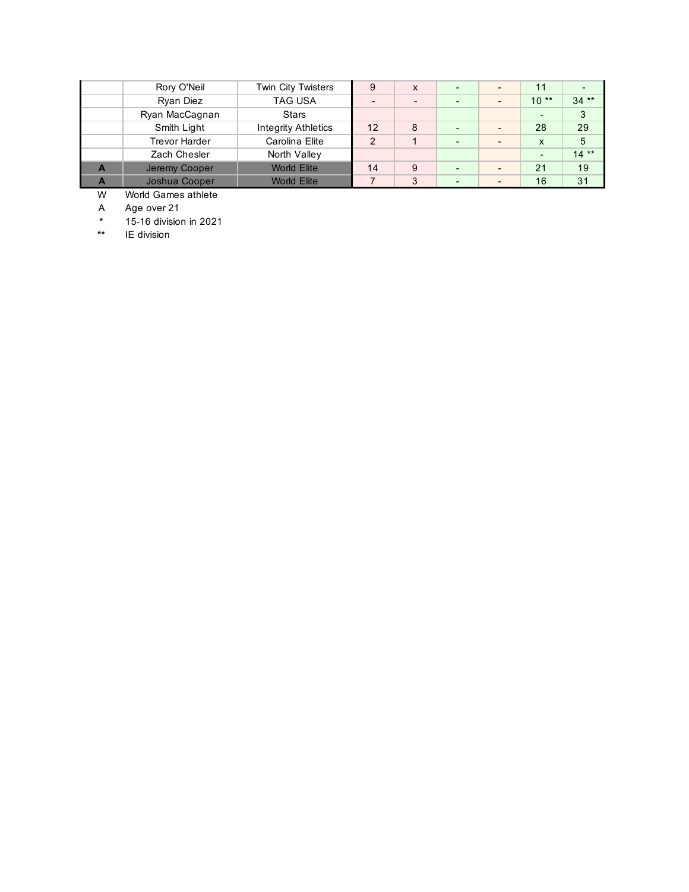| | | | | | | | | |
|---|---|---|---|---|---|---|---|---|
| | Rory O'Neil | Twin City Twisters | 9 | x | - | - | 11 | - |
| | Ryan Diez | TAG USA | - | - | - | - | 10 ** | 34 ** |
| | Ryan MacCagnan | Stars | | | | | - | 3 |
| | Smith Light | Integrity Athletics | 12 | 8 | - | - | 28 | 29 |
| | Trevor Harder | Carolina Elite | 2 | 1 | - | - | x | 5 |
| | Zach Chesler | North Valley | | | | | - | 14 ** |
| A | Jeremy Cooper | World Elite | 14 | 9 | - | - | 21 | 19 |
| A | Joshua Cooper | World Elite | 7 | 3 | - | - | 16 | 31 |

W World Games athlete

A Age over 21

* 15-16 division in 2021

** IE division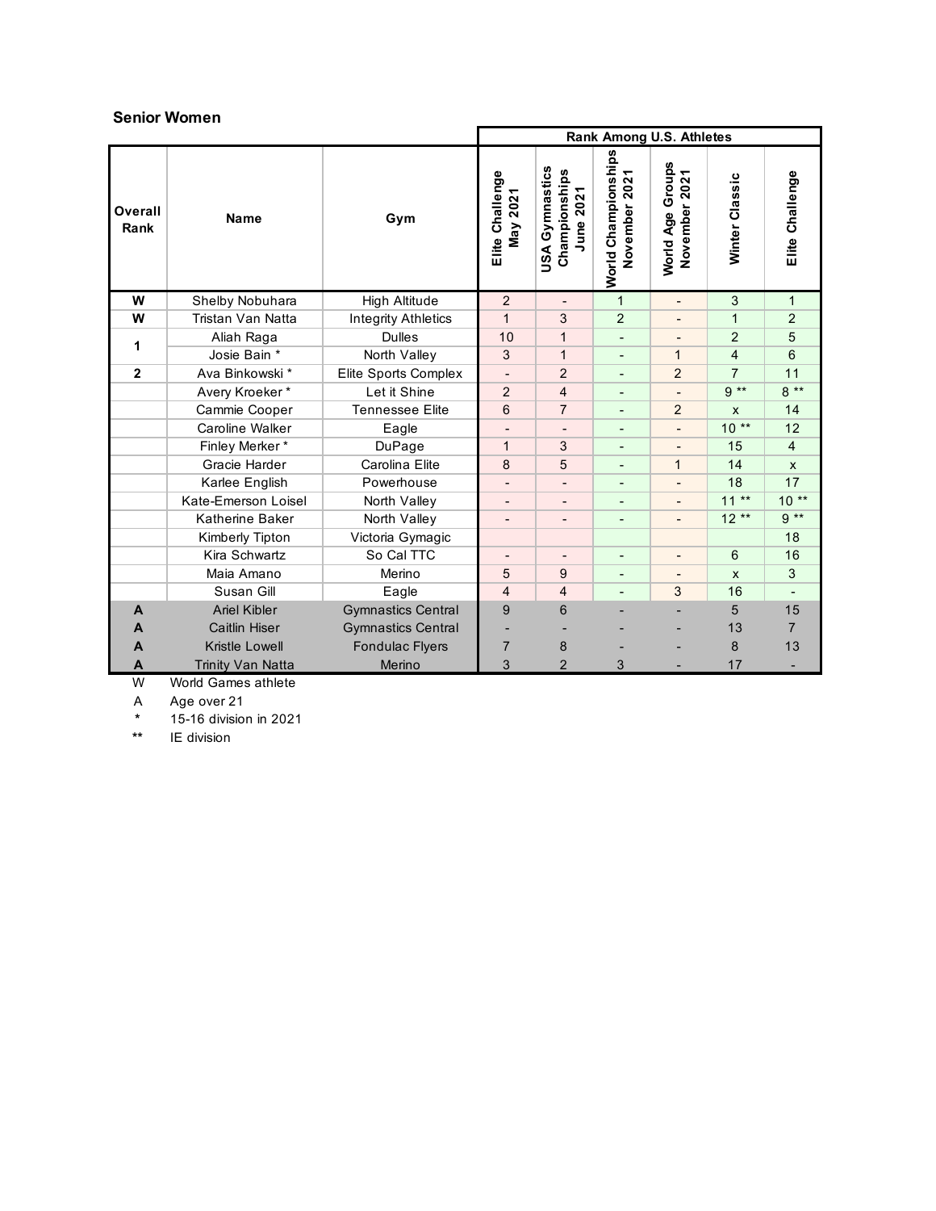### Senior Women

| Overall Rank | Name | Gym | Rank Among U.S. Athletes | | | | | |
|---|---|---|---|---|---|---|---|---|
| | | | Elite Challenge May 2021 | USA Gymnastics Championships June 2021 | World Championships November 2021 | World Age Groups November 2021 | Winter Classic | Elite Challenge |
| W | Shelby Nobuhara | High Altitude | 2 | - | 1 | - | 3 | 1 |
| W | Tristan Van Natta | Integrity Athletics | 1 | 3 | 2 | - | 1 | 2 |
| 1 | Aliah Raga | Dulles | 10 | 1 | - | - | 2 | 5 |
| 1 | Josie Bain * | North Valley | 3 | 1 | - | 1 | 4 | 6 |
| 2 | Ava Binkowski * | Elite Sports Complex | - | 2 | - | 2 | 7 | 11 |
| | Avery Kroeker * | Let it Shine | 2 | 4 | - | - | 9 ** | 8 ** |
| | Cammie Cooper | Tennessee Elite | 6 | 7 | - | 2 | x | 14 |
| | Caroline Walker | Eagle | - | - | - | - | 10 ** | 12 |
| | Finley Merker * | DuPage | 1 | 3 | - | - | 15 | 4 |
| | Gracie Harder | Carolina Elite | 8 | 5 | - | 1 | 14 | x |
| | Karlee English | Powerhouse | - | - | - | - | 18 | 17 |
| | Kate-Emerson Loisel | North Valley | - | - | - | - | 11 ** | 10 ** |
| | Katherine Baker | North Valley | - | - | - | - | 12 ** | 9 ** |
| | Kimberly Tipton | Victoria Gymagic | | | | | | 18 |
| | Kira Schwartz | So Cal TTC | - | - | - | - | 6 | 16 |
| | Maia Amano | Merino | 5 | 9 | - | - | x | 3 |
| | Susan Gill | Eagle | 4 | 4 | - | 3 | 16 | - |
| A | Ariel Kibler | Gymnastics Central | 9 | 6 | - | - | 5 | 15 |
| A | Caitlin Hiser | Gymnastics Central | - | - | - | - | 13 | 7 |
| A | Kristle Lowell | Fondulac Flyers | 7 | 8 | - | - | 8 | 13 |
| A | Trinity Van Natta | Merino | 3 | 2 | 3 | - | 17 | - |

W World Games athlete

A Age over 21

\* 15-16 division in 2021

\** IE division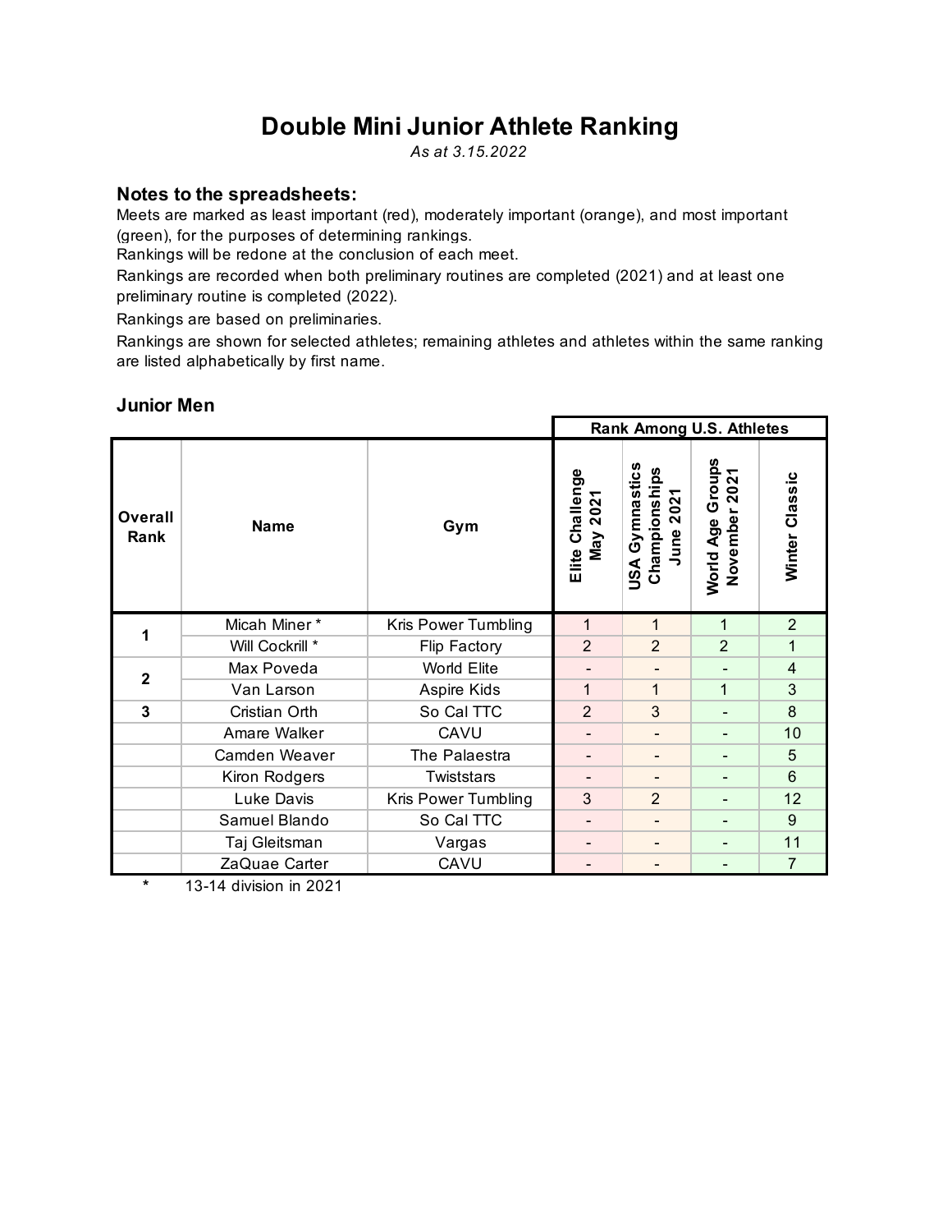# Double Mini Junior Athlete Ranking

*As at 3.15.2022*

### Notes to the spreadsheets:

Meets are marked as least important (red), moderately important (orange), and most important (green), for the purposes of determining rankings.

Rankings will be redone at the conclusion of each meet.

Rankings are recorded when both preliminary routines are completed (2021) and at least one preliminary routine is completed (2022).

Rankings are based on preliminaries.

Rankings are shown for selected athletes; remaining athletes and athletes within the same ranking are listed alphabetically by first name.

### Junior Men

| | | | Rank Among U.S. Athletes | | | |
|---|---|---|---|---|---|---|
| **Overall Rank** | **Name** | **Gym** | **Elite Challenge May 2021** | **USA Gymnastics Championships June 2021** | **World Age Groups November 2021** | **Winter Classic** |
| 1 | Micah Miner * | Kris Power Tumbling | 1 | 1 | 1 | 2 |
| | Will Cockrill * | Flip Factory | 2 | 2 | 2 | 1 |
| 2 | Max Poveda | World Elite | - | - | - | 4 |
| | Van Larson | Aspire Kids | 1 | 1 | 1 | 3 |
| 3 | Cristian Orth | So Cal TTC | 2 | 3 | - | 8 |
| | Amare Walker | CAVU | - | - | - | 10 |
| | Camden Weaver | The Palaestra | - | - | - | 5 |
| | Kiron Rodgers | Twiststars | - | - | - | 6 |
| | Luke Davis | Kris Power Tumbling | 3 | 2 | - | 12 |
| | Samuel Blando | So Cal TTC | - | - | - | 9 |
| | Taj Gleitsman | Vargas | - | - | - | 11 |
| | ZaQuae Carter | CAVU | - | - | - | 7 |

\* 13-14 division in 2021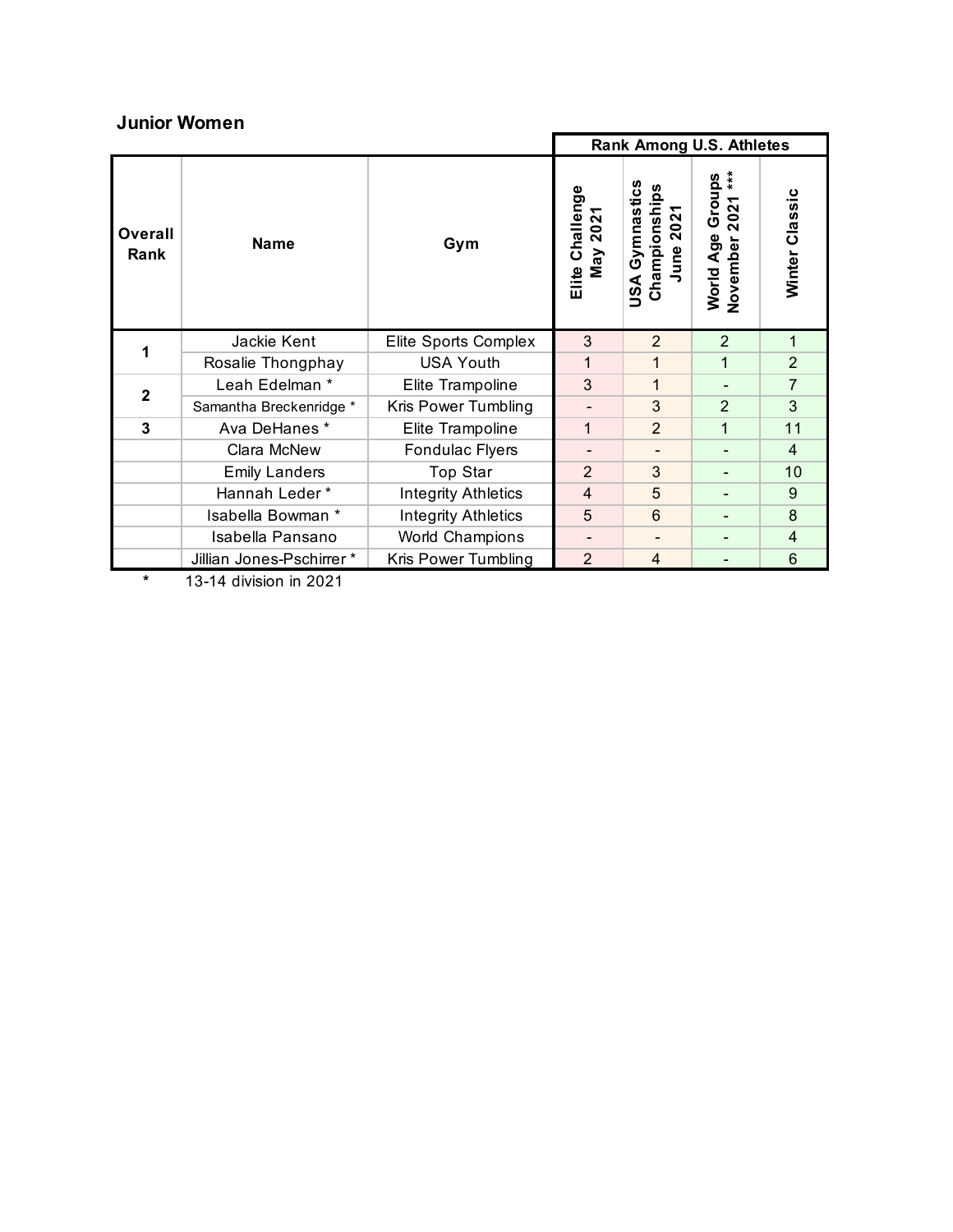## Junior Women

| Overall Rank | Name | Gym | Rank Among U.S. Athletes | | | |
|---|---|---|---|---|---|---|
| | | | Elite Challenge May 2021 | USA Gymnastics Championships June 2021 | World Age Groups November 2021 *** | Winter Classic |
| 1 | Jackie Kent | Elite Sports Complex | 3 | 2 | 2 | 1 |
| | Rosalie Thongphay | USA Youth | 1 | 1 | 1 | 2 |
| 2 | Leah Edelman * | Elite Trampoline | 3 | 1 | - | 7 |
| | Samantha Breckenridge * | Kris Power Tumbling | - | 3 | 2 | 3 |
| 3 | Ava DeHanes * | Elite Trampoline | 1 | 2 | 1 | 11 |
| | Clara McNew | Fondulac Flyers | - | - | - | 4 |
| | Emily Landers | Top Star | 2 | 3 | - | 10 |
| | Hannah Leder * | Integrity Athletics | 4 | 5 | - | 9 |
| | Isabella Bowman * | Integrity Athletics | 5 | 6 | - | 8 |
| | Isabella Pansano | World Champions | - | - | - | 4 |
| | Jillian Jones-Pschirrer * | Kris Power Tumbling | 2 | 4 | - | 6 |

\* 13-14 division in 2021